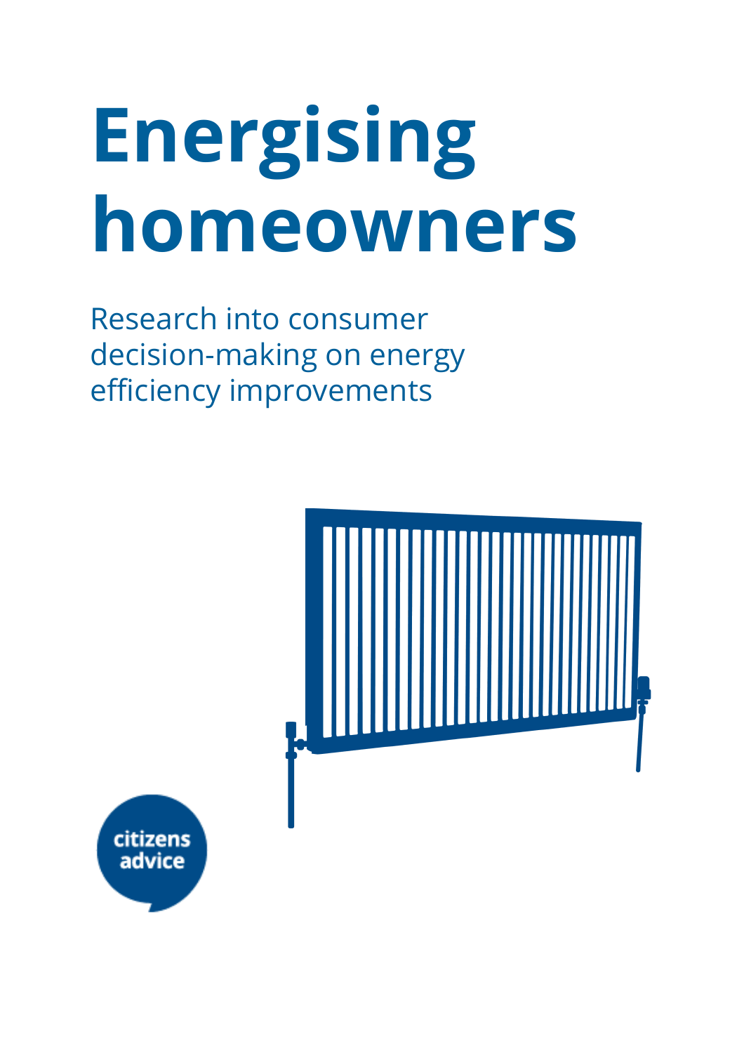# Energising homeowners

Research into consumer decision-making on energy efficiency improvements

citizens advice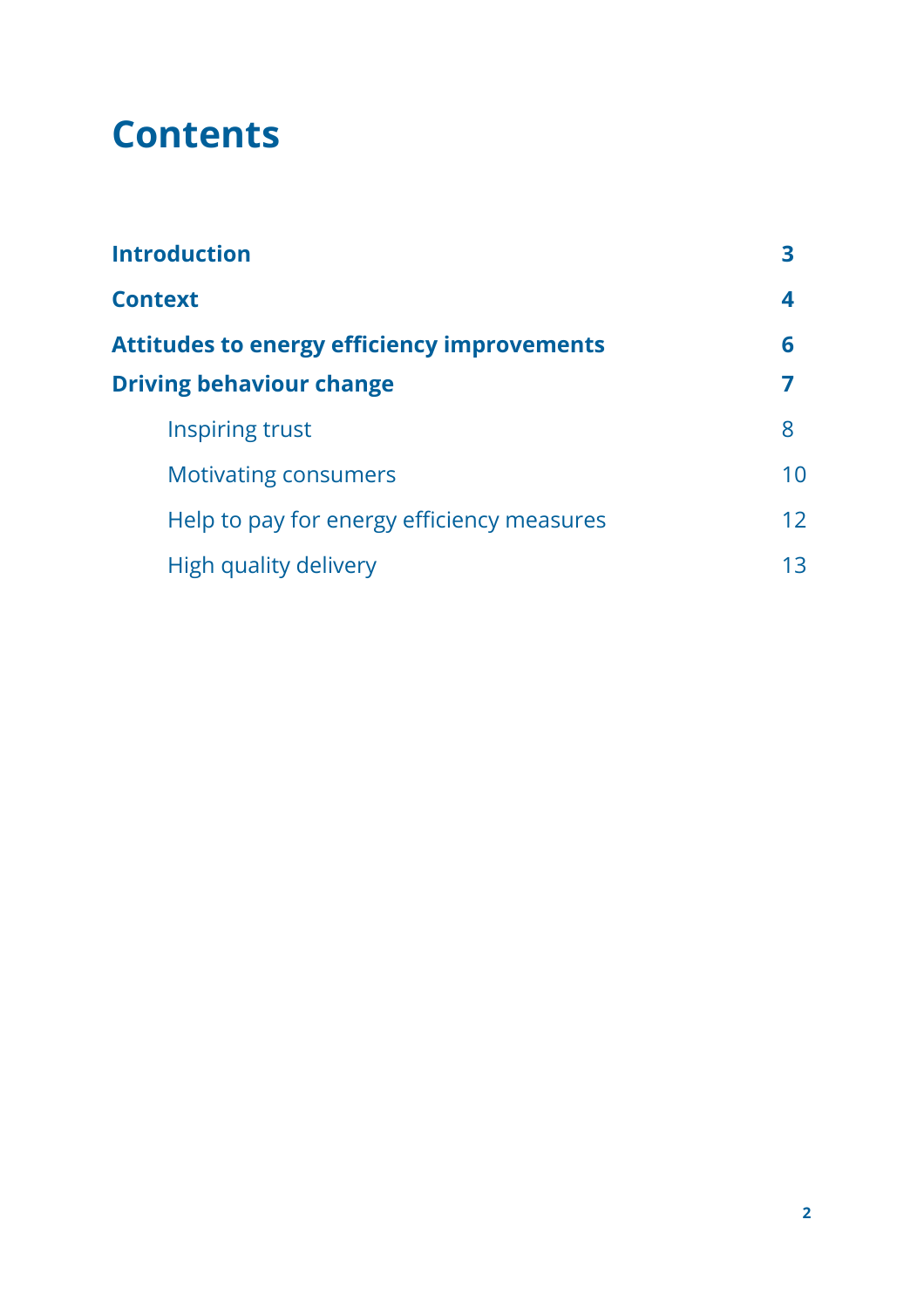# Contents

| | |
|---|---|
| **Introduction** | **3** |
| **Context** | **4** |
| **Attitudes to energy efficiency improvements** | **6** |
| **Driving behaviour change** | **7** |
| Inspiring trust | 8 |
| Motivating consumers | 10 |
| Help to pay for energy efficiency measures | 12 |
| High quality delivery | 13 |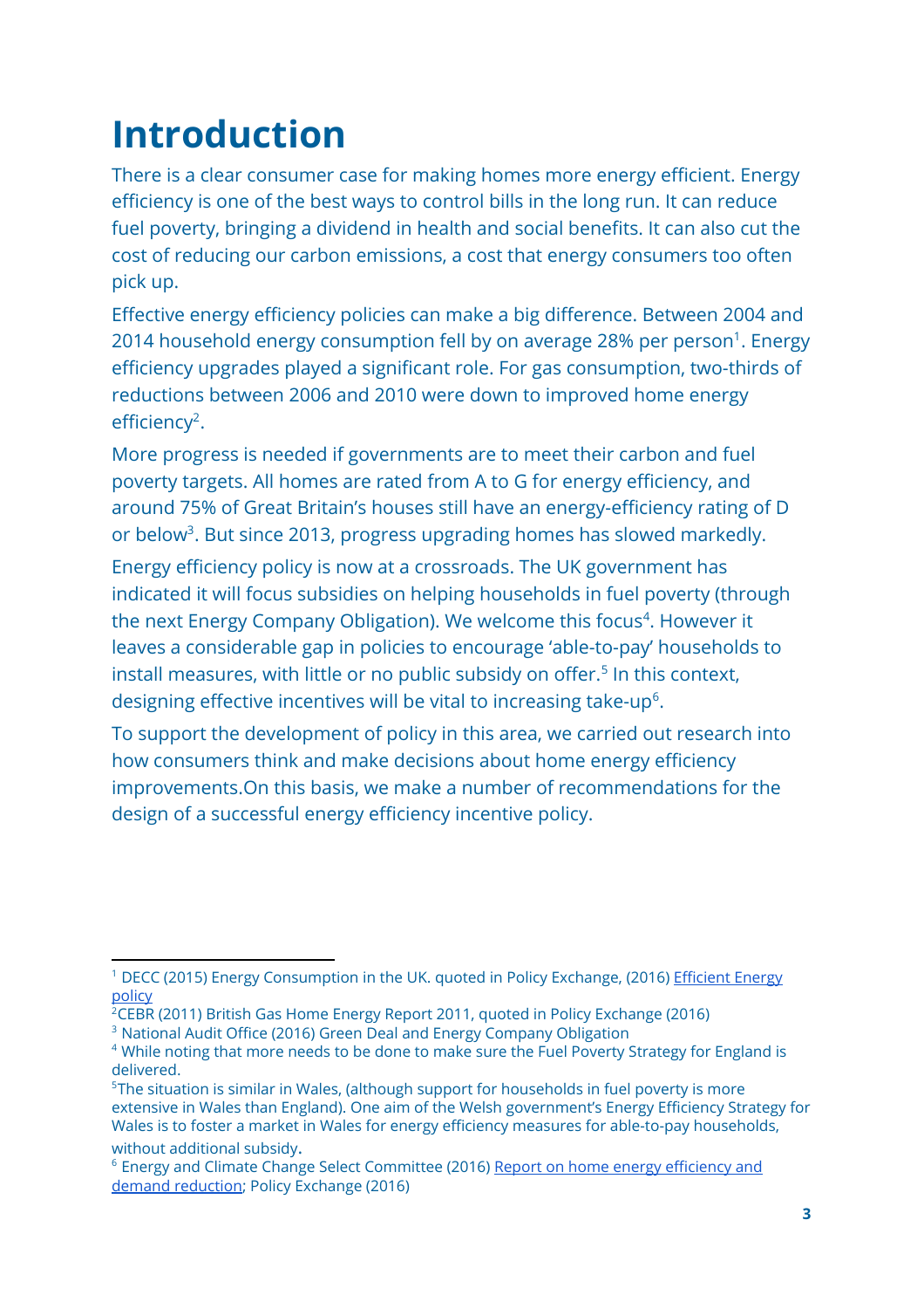# Introduction

There is a clear consumer case for making homes more energy efficient. Energy efficiency is one of the best ways to control bills in the long run. It can reduce fuel poverty, bringing a dividend in health and social benefits. It can also cut the cost of reducing our carbon emissions, a cost that energy consumers too often pick up.

Effective energy efficiency policies can make a big difference. Between 2004 and 2014 household energy consumption fell by on average 28% per person[1]. Energy efficiency upgrades played a significant role. For gas consumption, two-thirds of reductions between 2006 and 2010 were down to improved home energy efficiency[2].

More progress is needed if governments are to meet their carbon and fuel poverty targets. All homes are rated from A to G for energy efficiency, and around 75% of Great Britain's houses still have an energy-efficiency rating of D or below[3]. But since 2013, progress upgrading homes has slowed markedly.

Energy efficiency policy is now at a crossroads. The UK government has indicated it will focus subsidies on helping households in fuel poverty (through the next Energy Company Obligation). We welcome this focus[4]. However it leaves a considerable gap in policies to encourage 'able-to-pay' households to install measures, with little or no public subsidy on offer.[5] In this context, designing effective incentives will be vital to increasing take-up[6].

To support the development of policy in this area, we carried out research into how consumers think and make decisions about home energy efficiency improvements.On this basis, we make a number of recommendations for the design of a successful energy efficiency incentive policy.

---

[1] DECC (2015) Energy Consumption in the UK. quoted in Policy Exchange, (2016) Efficient Energy policy

[2] CEBR (2011) British Gas Home Energy Report 2011, quoted in Policy Exchange (2016)

[3] National Audit Office (2016) Green Deal and Energy Company Obligation

[4] While noting that more needs to be done to make sure the Fuel Poverty Strategy for England is delivered.

[5] The situation is similar in Wales, (although support for households in fuel poverty is more extensive in Wales than England). One aim of the Welsh government's Energy Efficiency Strategy for Wales is to foster a market in Wales for energy efficiency measures for able-to-pay households, without additional subsidy.

[6] Energy and Climate Change Select Committee (2016) Report on home energy efficiency and demand reduction; Policy Exchange (2016)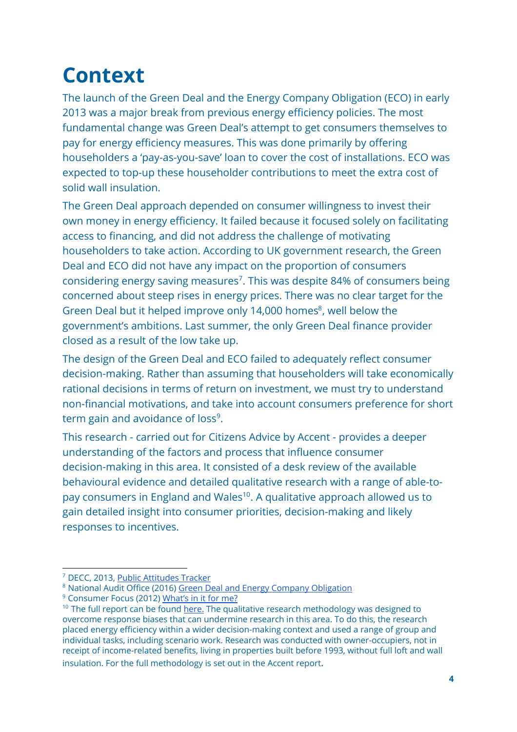# Context

The launch of the Green Deal and the Energy Company Obligation (ECO) in early 2013 was a major break from previous energy efficiency policies. The most fundamental change was Green Deal's attempt to get consumers themselves to pay for energy efficiency measures. This was done primarily by offering householders a 'pay-as-you-save' loan to cover the cost of installations. ECO was expected to top-up these householder contributions to meet the extra cost of solid wall insulation.

The Green Deal approach depended on consumer willingness to invest their own money in energy efficiency. It failed because it focused solely on facilitating access to financing, and did not address the challenge of motivating householders to take action. According to UK government research, the Green Deal and ECO did not have any impact on the proportion of consumers considering energy saving measures[7]. This was despite 84% of consumers being concerned about steep rises in energy prices. There was no clear target for the Green Deal but it helped improve only 14,000 homes[8], well below the government's ambitions. Last summer, the only Green Deal finance provider closed as a result of the low take up.

The design of the Green Deal and ECO failed to adequately reflect consumer decision-making. Rather than assuming that householders will take economically rational decisions in terms of return on investment, we must try to understand non-financial motivations, and take into account consumers preference for short term gain and avoidance of loss[9].

This research - carried out for Citizens Advice by Accent - provides a deeper understanding of the factors and process that influence consumer decision-making in this area. It consisted of a desk review of the available behavioural evidence and detailed qualitative research with a range of able-to-pay consumers in England and Wales[10]. A qualitative approach allowed us to gain detailed insight into consumer priorities, decision-making and likely responses to incentives.

---

[7] DECC, 2013, Public Attitudes Tracker

[8] National Audit Office (2016) Green Deal and Energy Company Obligation

[9] Consumer Focus (2012) What's in it for me?

[10] The full report can be found here. The qualitative research methodology was designed to overcome response biases that can undermine research in this area. To do this, the research placed energy efficiency within a wider decision-making context and used a range of group and individual tasks, including scenario work. Research was conducted with owner-occupiers, not in receipt of income-related benefits, living in properties built before 1993, without full loft and wall insulation. For the full methodology is set out in the Accent report.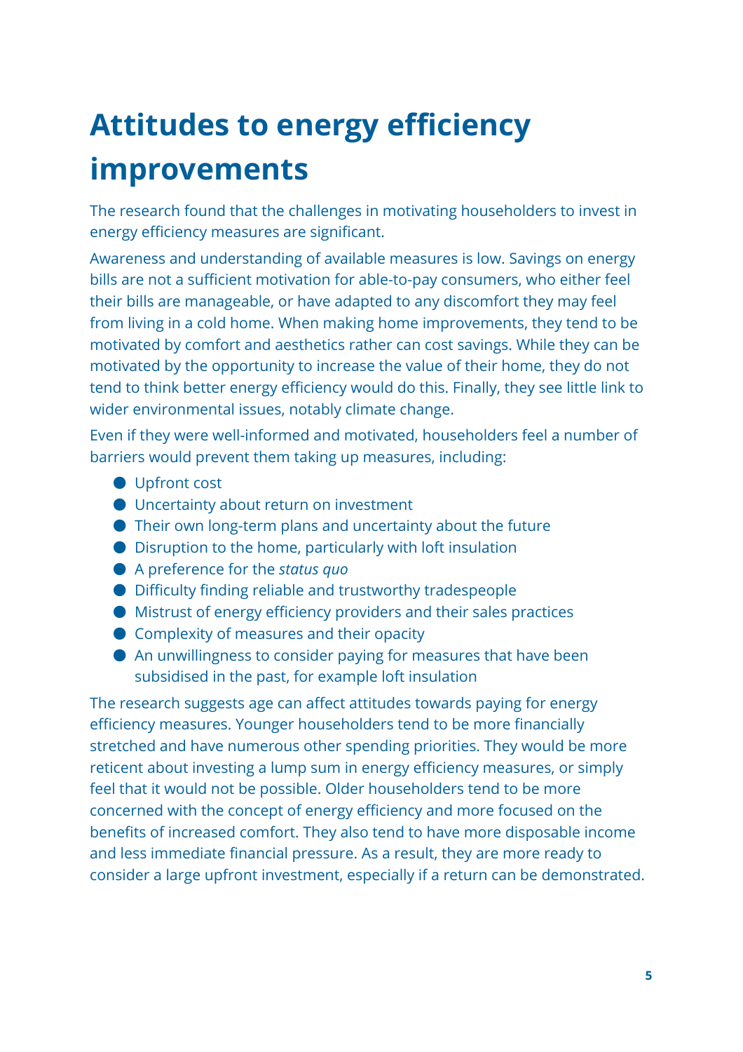# Attitudes to energy efficiency improvements

The research found that the challenges in motivating householders to invest in energy efficiency measures are significant.

Awareness and understanding of available measures is low. Savings on energy bills are not a sufficient motivation for able-to-pay consumers, who either feel their bills are manageable, or have adapted to any discomfort they may feel from living in a cold home. When making home improvements, they tend to be motivated by comfort and aesthetics rather can cost savings. While they can be motivated by the opportunity to increase the value of their home, they do not tend to think better energy efficiency would do this. Finally, they see little link to wider environmental issues, notably climate change.

Even if they were well-informed and motivated, householders feel a number of barriers would prevent them taking up measures, including:

- Upfront cost
- Uncertainty about return on investment
- Their own long-term plans and uncertainty about the future
- Disruption to the home, particularly with loft insulation
- A preference for the *status quo*
- Difficulty finding reliable and trustworthy tradespeople
- Mistrust of energy efficiency providers and their sales practices
- Complexity of measures and their opacity
- An unwillingness to consider paying for measures that have been subsidised in the past, for example loft insulation

The research suggests age can affect attitudes towards paying for energy efficiency measures. Younger householders tend to be more financially stretched and have numerous other spending priorities. They would be more reticent about investing a lump sum in energy efficiency measures, or simply feel that it would not be possible. Older householders tend to be more concerned with the concept of energy efficiency and more focused on the benefits of increased comfort. They also tend to have more disposable income and less immediate financial pressure. As a result, they are more ready to consider a large upfront investment, especially if a return can be demonstrated.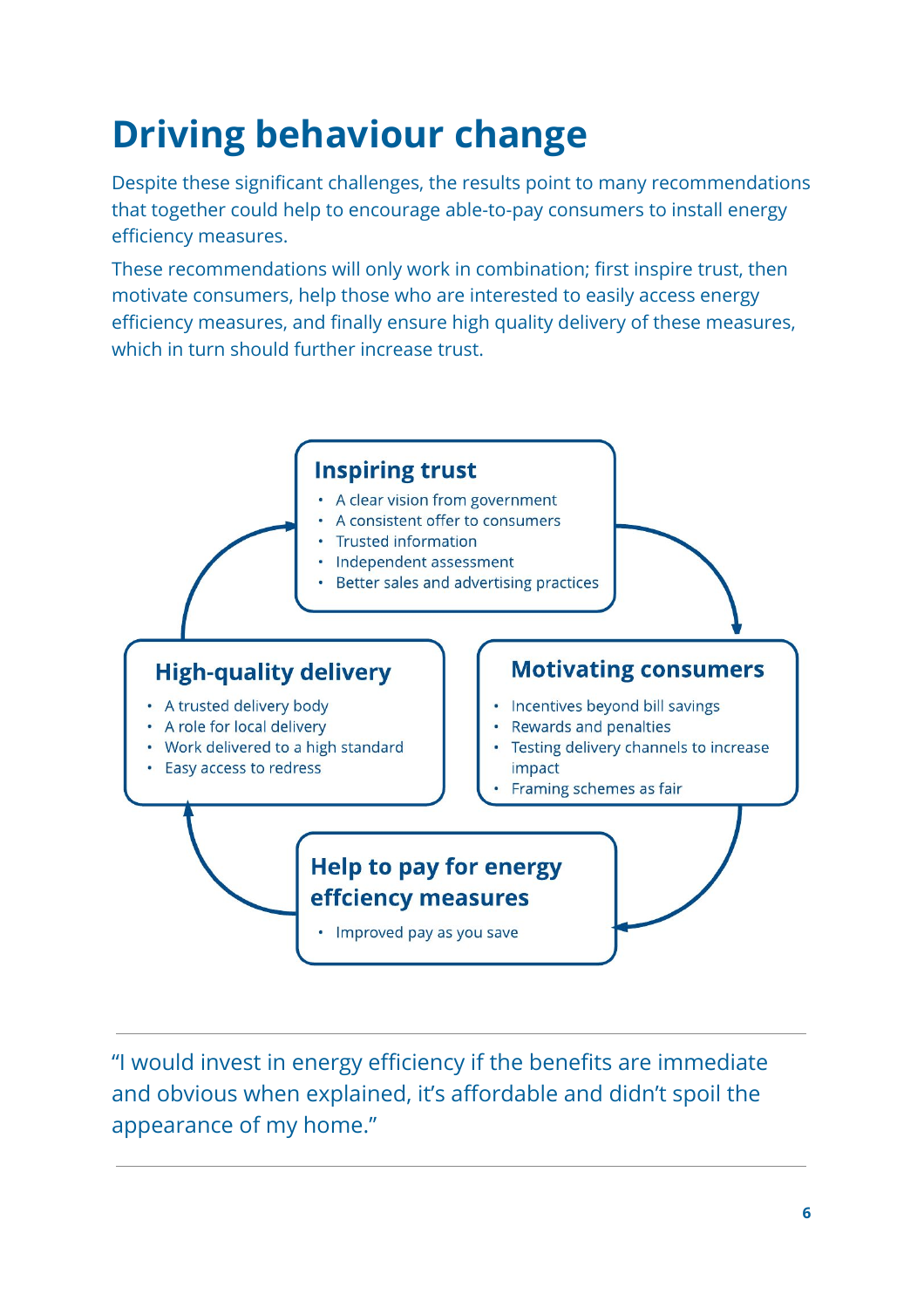# Driving behaviour change

Despite these significant challenges, the results point to many recommendations that together could help to encourage able-to-pay consumers to install energy efficiency measures.

These recommendations will only work in combination; first inspire trust, then motivate consumers, help those who are interested to easily access energy efficiency measures, and finally ensure high quality delivery of these measures, which in turn should further increase trust.

### Inspiring trust

- A clear vision from government
- A consistent offer to consumers
- Trusted information
- Independent assessment
- Better sales and advertising practices

### Motivating consumers

- Incentives beyond bill savings
- Rewards and penalties
- Testing delivery channels to increase impact
- Framing schemes as fair

### Help to pay for energy effciency measures

- Improved pay as you save

### High-quality delivery

- A trusted delivery body
- A role for local delivery
- Work delivered to a high standard
- Easy access to redress

---

"I would invest in energy efficiency if the benefits are immediate and obvious when explained, it's affordable and didn't spoil the appearance of my home."

---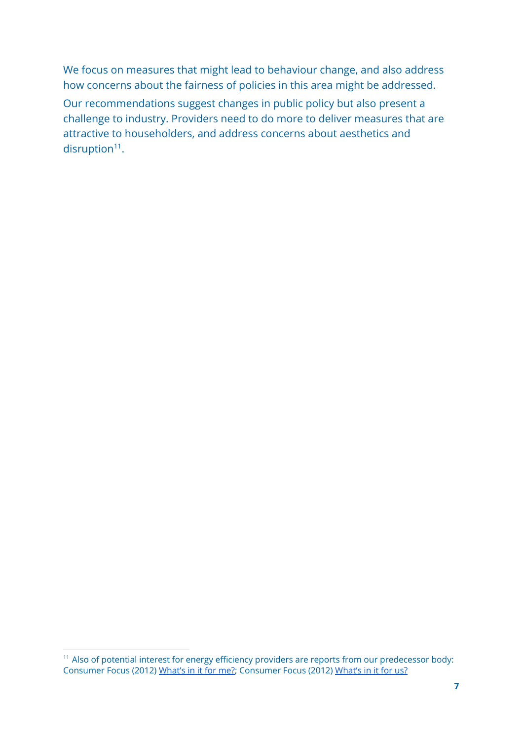We focus on measures that might lead to behaviour change, and also address how concerns about the fairness of policies in this area might be addressed.

Our recommendations suggest changes in public policy but also present a challenge to industry. Providers need to do more to deliver measures that are attractive to householders, and address concerns about aesthetics and disruption[11].

[11] Also of potential interest for energy efficiency providers are reports from our predecessor body: Consumer Focus (2012) What's in it for me?; Consumer Focus (2012) What's in it for us?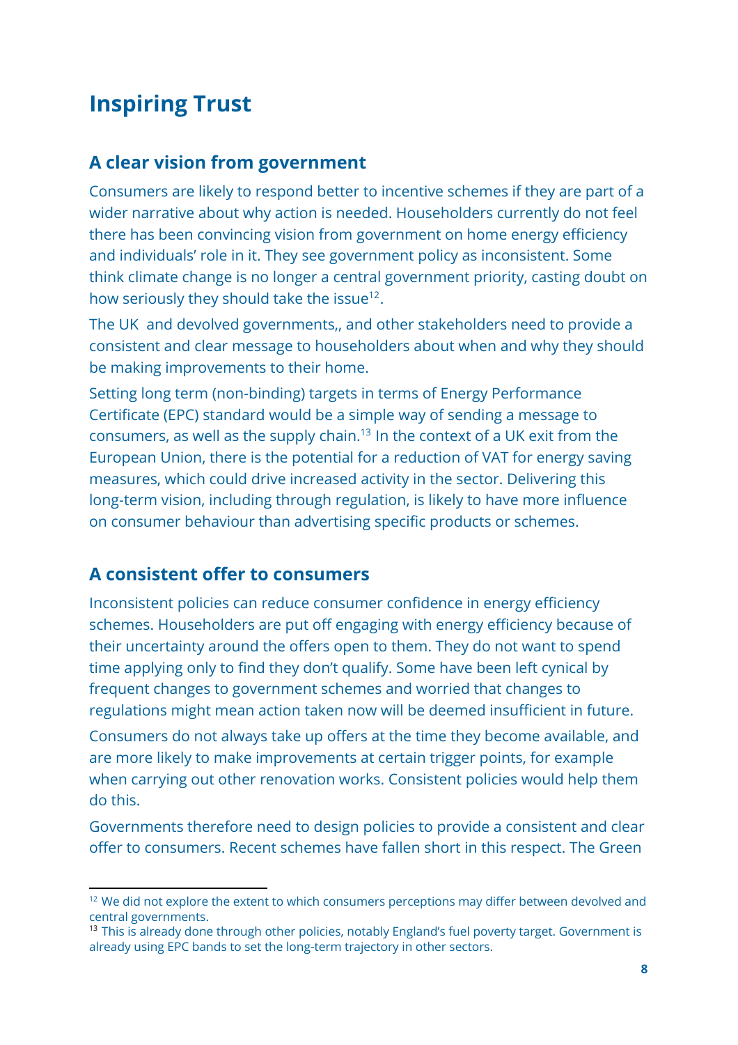# Inspiring Trust

## A clear vision from government

Consumers are likely to respond better to incentive schemes if they are part of a wider narrative about why action is needed. Householders currently do not feel there has been convincing vision from government on home energy efficiency and individuals' role in it. They see government policy as inconsistent. Some think climate change is no longer a central government priority, casting doubt on how seriously they should take the issue[12].

The UK  and devolved governments,, and other stakeholders need to provide a consistent and clear message to householders about when and why they should be making improvements to their home.

Setting long term (non-binding) targets in terms of Energy Performance Certificate (EPC) standard would be a simple way of sending a message to consumers, as well as the supply chain.[13] In the context of a UK exit from the European Union, there is the potential for a reduction of VAT for energy saving measures, which could drive increased activity in the sector. Delivering this long-term vision, including through regulation, is likely to have more influence on consumer behaviour than advertising specific products or schemes.

## A consistent offer to consumers

Inconsistent policies can reduce consumer confidence in energy efficiency schemes. Householders are put off engaging with energy efficiency because of their uncertainty around the offers open to them. They do not want to spend time applying only to find they don't qualify. Some have been left cynical by frequent changes to government schemes and worried that changes to regulations might mean action taken now will be deemed insufficient in future.

Consumers do not always take up offers at the time they become available, and are more likely to make improvements at certain trigger points, for example when carrying out other renovation works. Consistent policies would help them do this.

Governments therefore need to design policies to provide a consistent and clear offer to consumers. Recent schemes have fallen short in this respect. The Green

---

[12] We did not explore the extent to which consumers perceptions may differ between devolved and central governments.

[13] This is already done through other policies, notably England's fuel poverty target. Government is already using EPC bands to set the long-term trajectory in other sectors.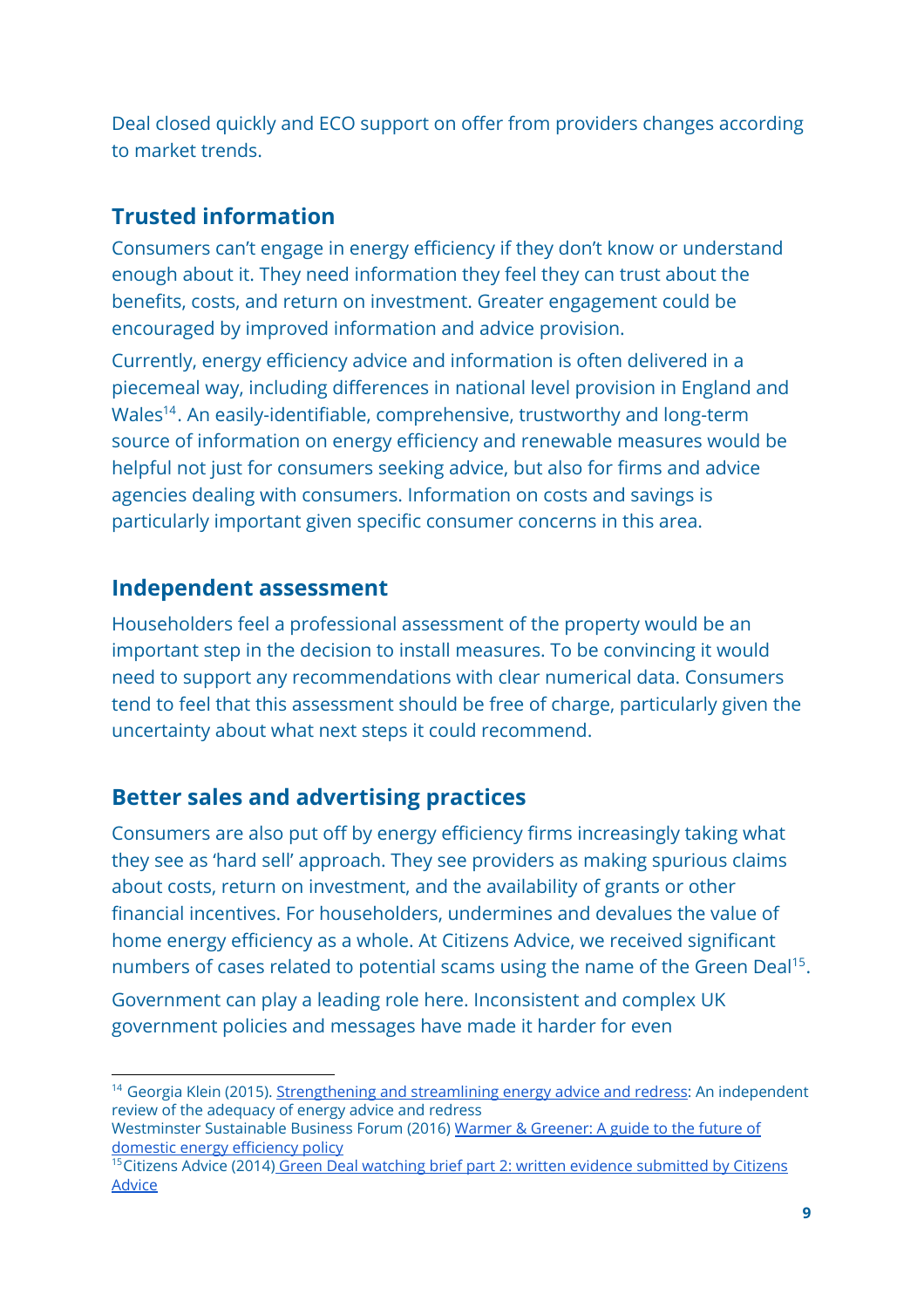Deal closed quickly and ECO support on offer from providers changes according to market trends.

## Trusted information

Consumers can't engage in energy efficiency if they don't know or understand enough about it. They need information they feel they can trust about the benefits, costs, and return on investment. Greater engagement could be encouraged by improved information and advice provision.

Currently, energy efficiency advice and information is often delivered in a piecemeal way, including differences in national level provision in England and Wales[14]. An easily-identifiable, comprehensive, trustworthy and long-term source of information on energy efficiency and renewable measures would be helpful not just for consumers seeking advice, but also for firms and advice agencies dealing with consumers. Information on costs and savings is particularly important given specific consumer concerns in this area.

## Independent assessment

Householders feel a professional assessment of the property would be an important step in the decision to install measures. To be convincing it would need to support any recommendations with clear numerical data. Consumers tend to feel that this assessment should be free of charge, particularly given the uncertainty about what next steps it could recommend.

## Better sales and advertising practices

Consumers are also put off by energy efficiency firms increasingly taking what they see as 'hard sell' approach. They see providers as making spurious claims about costs, return on investment, and the availability of grants or other financial incentives. For householders, undermines and devalues the value of home energy efficiency as a whole. At Citizens Advice, we received significant numbers of cases related to potential scams using the name of the Green Deal[15].

Government can play a leading role here. Inconsistent and complex UK government policies and messages have made it harder for even

---

[14] Georgia Klein (2015). Strengthening and streamlining energy advice and redress: An independent review of the adequacy of energy advice and redress
Westminster Sustainable Business Forum (2016) Warmer & Greener: A guide to the future of domestic energy efficiency policy

[15] Citizens Advice (2014) Green Deal watching brief part 2: written evidence submitted by Citizens Advice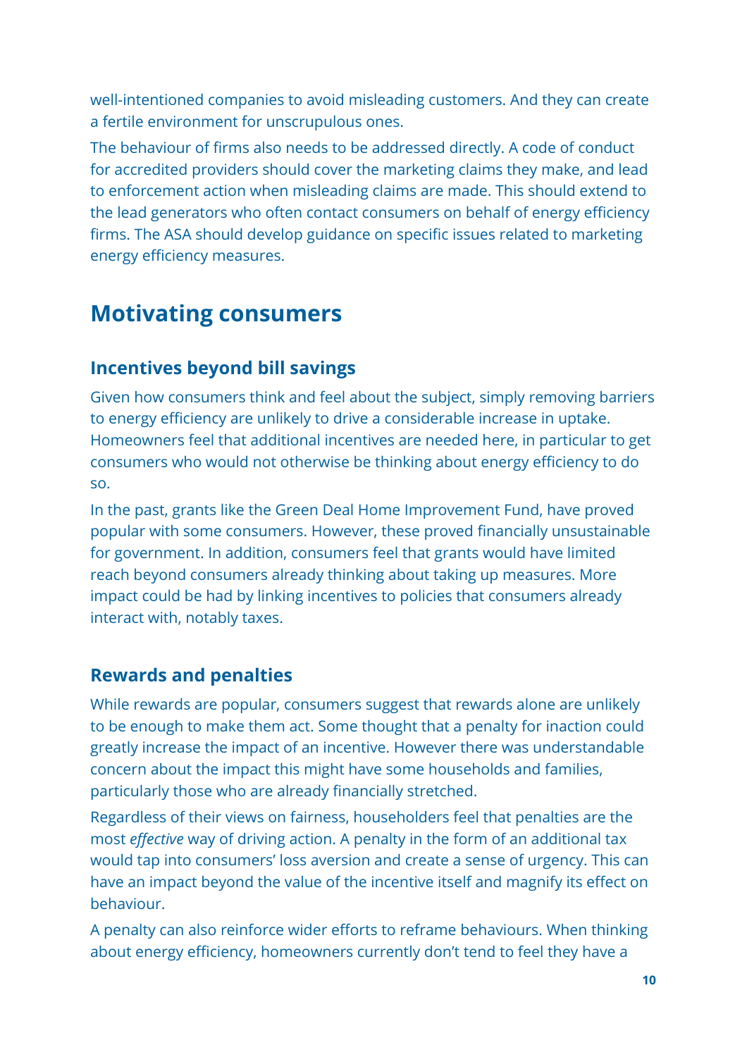well-intentioned companies to avoid misleading customers. And they can create a fertile environment for unscrupulous ones.

The behaviour of firms also needs to be addressed directly. A code of conduct for accredited providers should cover the marketing claims they make, and lead to enforcement action when misleading claims are made. This should extend to the lead generators who often contact consumers on behalf of energy efficiency firms. The ASA should develop guidance on specific issues related to marketing energy efficiency measures.

## Motivating consumers

### Incentives beyond bill savings

Given how consumers think and feel about the subject, simply removing barriers to energy efficiency are unlikely to drive a considerable increase in uptake. Homeowners feel that additional incentives are needed here, in particular to get consumers who would not otherwise be thinking about energy efficiency to do so.

In the past, grants like the Green Deal Home Improvement Fund, have proved popular with some consumers. However, these proved financially unsustainable for government. In addition, consumers feel that grants would have limited reach beyond consumers already thinking about taking up measures. More impact could be had by linking incentives to policies that consumers already interact with, notably taxes.

### Rewards and penalties

While rewards are popular, consumers suggest that rewards alone are unlikely to be enough to make them act. Some thought that a penalty for inaction could greatly increase the impact of an incentive. However there was understandable concern about the impact this might have some households and families, particularly those who are already financially stretched.

Regardless of their views on fairness, householders feel that penalties are the most *effective* way of driving action. A penalty in the form of an additional tax would tap into consumers' loss aversion and create a sense of urgency. This can have an impact beyond the value of the incentive itself and magnify its effect on behaviour.

A penalty can also reinforce wider efforts to reframe behaviours. When thinking about energy efficiency, homeowners currently don't tend to feel they have a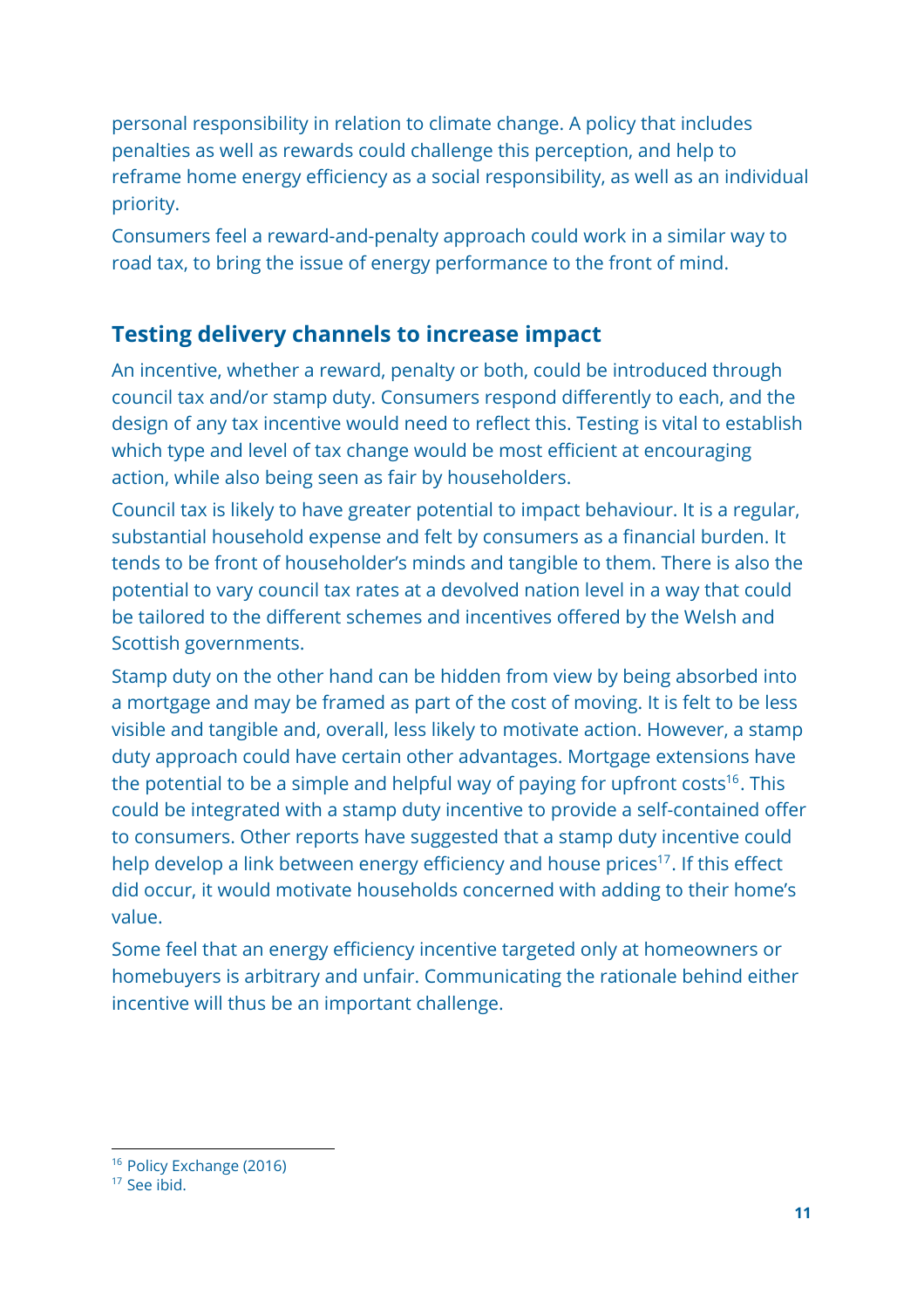personal responsibility in relation to climate change. A policy that includes penalties as well as rewards could challenge this perception, and help to reframe home energy efficiency as a social responsibility, as well as an individual priority.

Consumers feel a reward-and-penalty approach could work in a similar way to road tax, to bring the issue of energy performance to the front of mind.

## Testing delivery channels to increase impact

An incentive, whether a reward, penalty or both, could be introduced through council tax and/or stamp duty. Consumers respond differently to each, and the design of any tax incentive would need to reflect this. Testing is vital to establish which type and level of tax change would be most efficient at encouraging action, while also being seen as fair by householders.

Council tax is likely to have greater potential to impact behaviour. It is a regular, substantial household expense and felt by consumers as a financial burden. It tends to be front of householder's minds and tangible to them. There is also the potential to vary council tax rates at a devolved nation level in a way that could be tailored to the different schemes and incentives offered by the Welsh and Scottish governments.

Stamp duty on the other hand can be hidden from view by being absorbed into a mortgage and may be framed as part of the cost of moving. It is felt to be less visible and tangible and, overall, less likely to motivate action. However, a stamp duty approach could have certain other advantages. Mortgage extensions have the potential to be a simple and helpful way of paying for upfront costs[16]. This could be integrated with a stamp duty incentive to provide a self-contained offer to consumers. Other reports have suggested that a stamp duty incentive could help develop a link between energy efficiency and house prices[17]. If this effect did occur, it would motivate households concerned with adding to their home's value.

Some feel that an energy efficiency incentive targeted only at homeowners or homebuyers is arbitrary and unfair. Communicating the rationale behind either incentive will thus be an important challenge.

---

[16] Policy Exchange (2016)

[17] See ibid.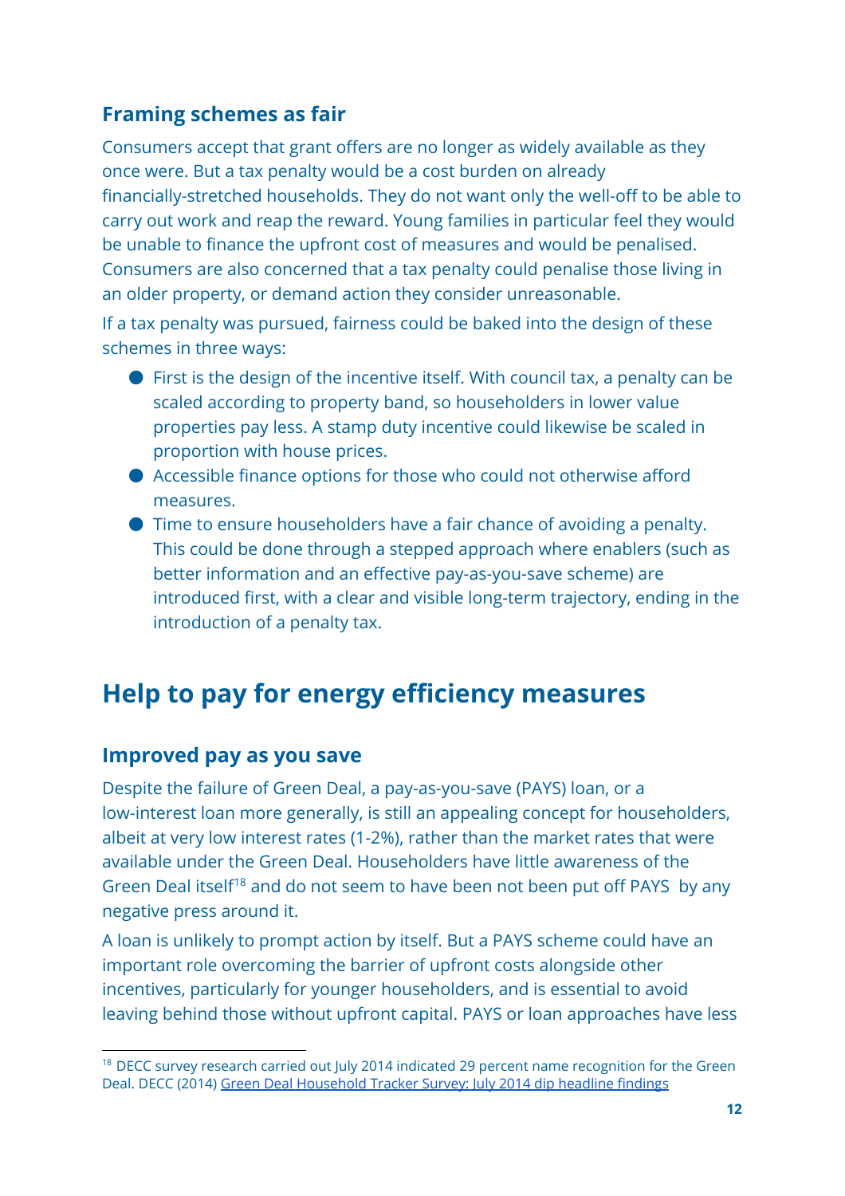### Framing schemes as fair

Consumers accept that grant offers are no longer as widely available as they once were. But a tax penalty would be a cost burden on already financially-stretched households. They do not want only the well-off to be able to carry out work and reap the reward. Young families in particular feel they would be unable to finance the upfront cost of measures and would be penalised. Consumers are also concerned that a tax penalty could penalise those living in an older property, or demand action they consider unreasonable.

If a tax penalty was pursued, fairness could be baked into the design of these schemes in three ways:

- First is the design of the incentive itself. With council tax, a penalty can be scaled according to property band, so householders in lower value properties pay less. A stamp duty incentive could likewise be scaled in proportion with house prices.
- Accessible finance options for those who could not otherwise afford measures.
- Time to ensure householders have a fair chance of avoiding a penalty. This could be done through a stepped approach where enablers (such as better information and an effective pay-as-you-save scheme) are introduced first, with a clear and visible long-term trajectory, ending in the introduction of a penalty tax.

## Help to pay for energy efficiency measures

### Improved pay as you save

Despite the failure of Green Deal, a pay-as-you-save (PAYS) loan, or a low-interest loan more generally, is still an appealing concept for householders, albeit at very low interest rates (1-2%), rather than the market rates that were available under the Green Deal. Householders have little awareness of the Green Deal itself[18] and do not seem to have been not been put off PAYS by any negative press around it.

A loan is unlikely to prompt action by itself. But a PAYS scheme could have an important role overcoming the barrier of upfront costs alongside other incentives, particularly for younger householders, and is essential to avoid leaving behind those without upfront capital. PAYS or loan approaches have less

[18] DECC survey research carried out July 2014 indicated 29 percent name recognition for the Green Deal. DECC (2014) Green Deal Household Tracker Survey: July 2014 dip headline findings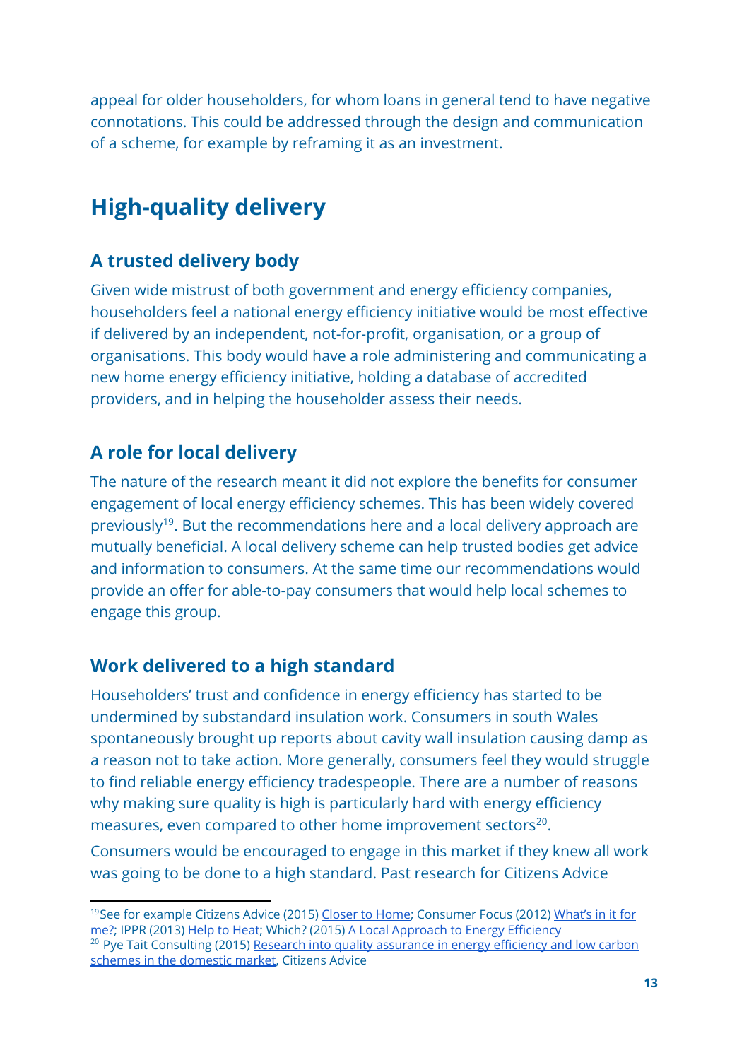appeal for older householders, for whom loans in general tend to have negative connotations. This could be addressed through the design and communication of a scheme, for example by reframing it as an investment.

# High-quality delivery

## A trusted delivery body

Given wide mistrust of both government and energy efficiency companies, householders feel a national energy efficiency initiative would be most effective if delivered by an independent, not-for-profit, organisation, or a group of organisations. This body would have a role administering and communicating a new home energy efficiency initiative, holding a database of accredited providers, and in helping the householder assess their needs.

## A role for local delivery

The nature of the research meant it did not explore the benefits for consumer engagement of local energy efficiency schemes. This has been widely covered previously[19]. But the recommendations here and a local delivery approach are mutually beneficial. A local delivery scheme can help trusted bodies get advice and information to consumers. At the same time our recommendations would provide an offer for able-to-pay consumers that would help local schemes to engage this group.

## Work delivered to a high standard

Householders' trust and confidence in energy efficiency has started to be undermined by substandard insulation work. Consumers in south Wales spontaneously brought up reports about cavity wall insulation causing damp as a reason not to take action. More generally, consumers feel they would struggle to find reliable energy efficiency tradespeople. There are a number of reasons why making sure quality is high is particularly hard with energy efficiency measures, even compared to other home improvement sectors[20].

Consumers would be encouraged to engage in this market if they knew all work was going to be done to a high standard. Past research for Citizens Advice

---

[19] See for example Citizens Advice (2015) Closer to Home; Consumer Focus (2012) What's in it for me?; IPPR (2013) Help to Heat; Which? (2015) A Local Approach to Energy Efficiency

[20] Pye Tait Consulting (2015) Research into quality assurance in energy efficiency and low carbon schemes in the domestic market, Citizens Advice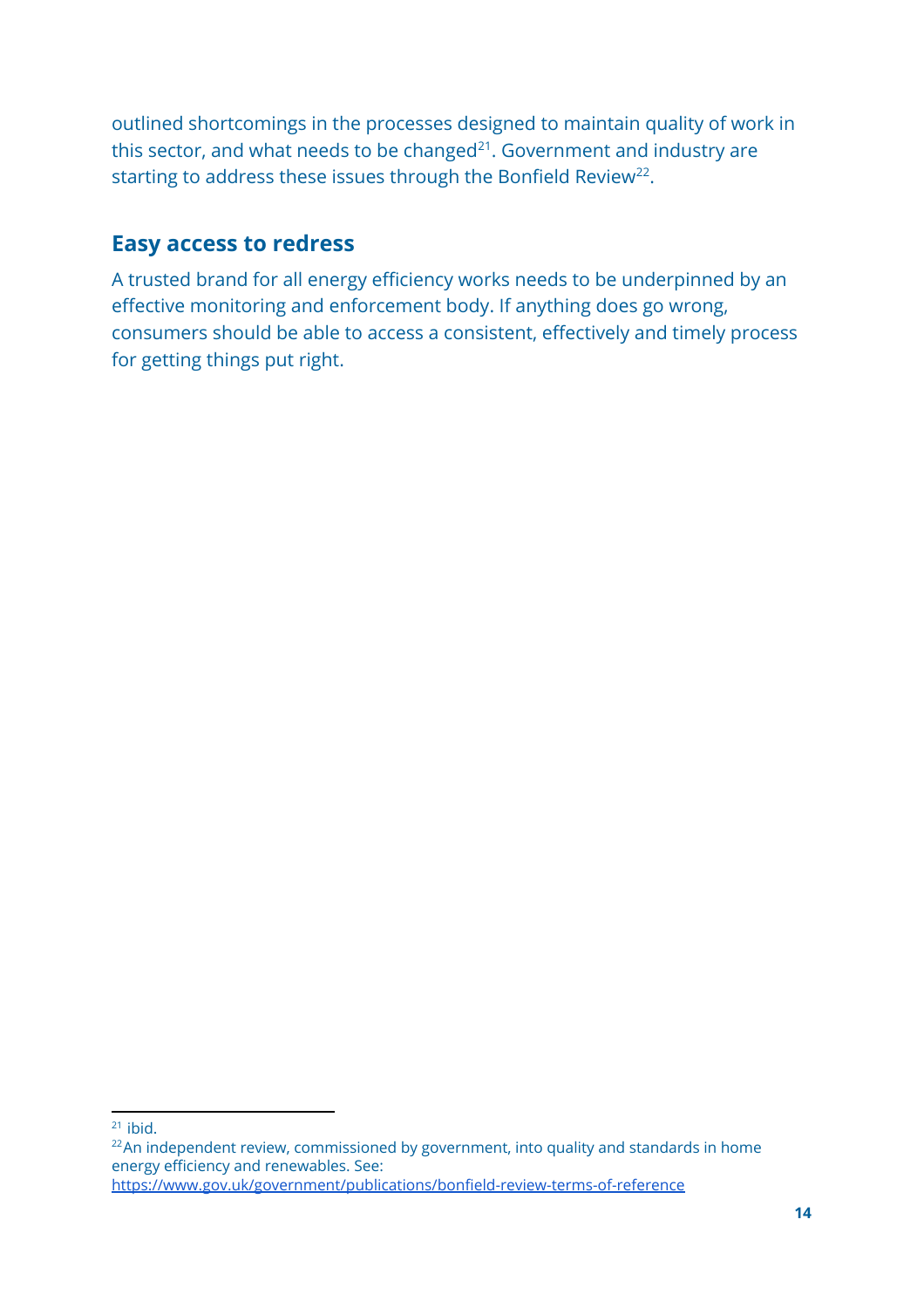outlined shortcomings in the processes designed to maintain quality of work in this sector, and what needs to be changed[21]. Government and industry are starting to address these issues through the Bonfield Review[22].

## Easy access to redress

A trusted brand for all energy efficiency works needs to be underpinned by an effective monitoring and enforcement body. If anything does go wrong, consumers should be able to access a consistent, effectively and timely process for getting things put right.

---

[21] ibid.

[22] An independent review, commissioned by government, into quality and standards in home energy efficiency and renewables. See: https://www.gov.uk/government/publications/bonfield-review-terms-of-reference